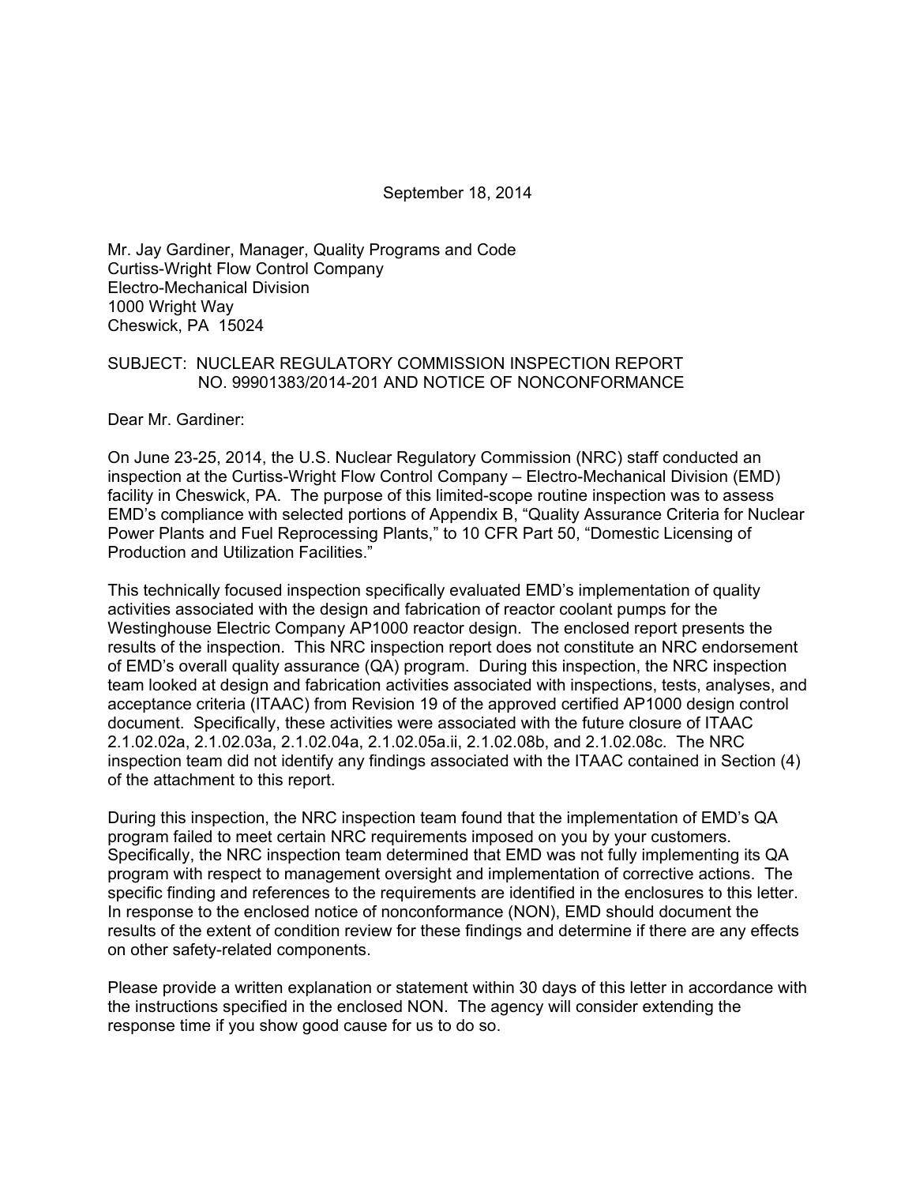September 18, 2014

Mr. Jay Gardiner, Manager, Quality Programs and Code
Curtiss-Wright Flow Control Company
Electro-Mechanical Division
1000 Wright Way
Cheswick, PA 15024

SUBJECT: NUCLEAR REGULATORY COMMISSION INSPECTION REPORT NO. 99901383/2014-201 AND NOTICE OF NONCONFORMANCE

Dear Mr. Gardiner:

On June 23-25, 2014, the U.S. Nuclear Regulatory Commission (NRC) staff conducted an inspection at the Curtiss-Wright Flow Control Company – Electro-Mechanical Division (EMD) facility in Cheswick, PA. The purpose of this limited-scope routine inspection was to assess EMD's compliance with selected portions of Appendix B, "Quality Assurance Criteria for Nuclear Power Plants and Fuel Reprocessing Plants," to 10 CFR Part 50, "Domestic Licensing of Production and Utilization Facilities."

This technically focused inspection specifically evaluated EMD's implementation of quality activities associated with the design and fabrication of reactor coolant pumps for the Westinghouse Electric Company AP1000 reactor design. The enclosed report presents the results of the inspection. This NRC inspection report does not constitute an NRC endorsement of EMD's overall quality assurance (QA) program. During this inspection, the NRC inspection team looked at design and fabrication activities associated with inspections, tests, analyses, and acceptance criteria (ITAAC) from Revision 19 of the approved certified AP1000 design control document. Specifically, these activities were associated with the future closure of ITAAC 2.1.02.02a, 2.1.02.03a, 2.1.02.04a, 2.1.02.05a.ii, 2.1.02.08b, and 2.1.02.08c. The NRC inspection team did not identify any findings associated with the ITAAC contained in Section (4) of the attachment to this report.

During this inspection, the NRC inspection team found that the implementation of EMD's QA program failed to meet certain NRC requirements imposed on you by your customers. Specifically, the NRC inspection team determined that EMD was not fully implementing its QA program with respect to management oversight and implementation of corrective actions. The specific finding and references to the requirements are identified in the enclosures to this letter. In response to the enclosed notice of nonconformance (NON), EMD should document the results of the extent of condition review for these findings and determine if there are any effects on other safety-related components.

Please provide a written explanation or statement within 30 days of this letter in accordance with the instructions specified in the enclosed NON. The agency will consider extending the response time if you show good cause for us to do so.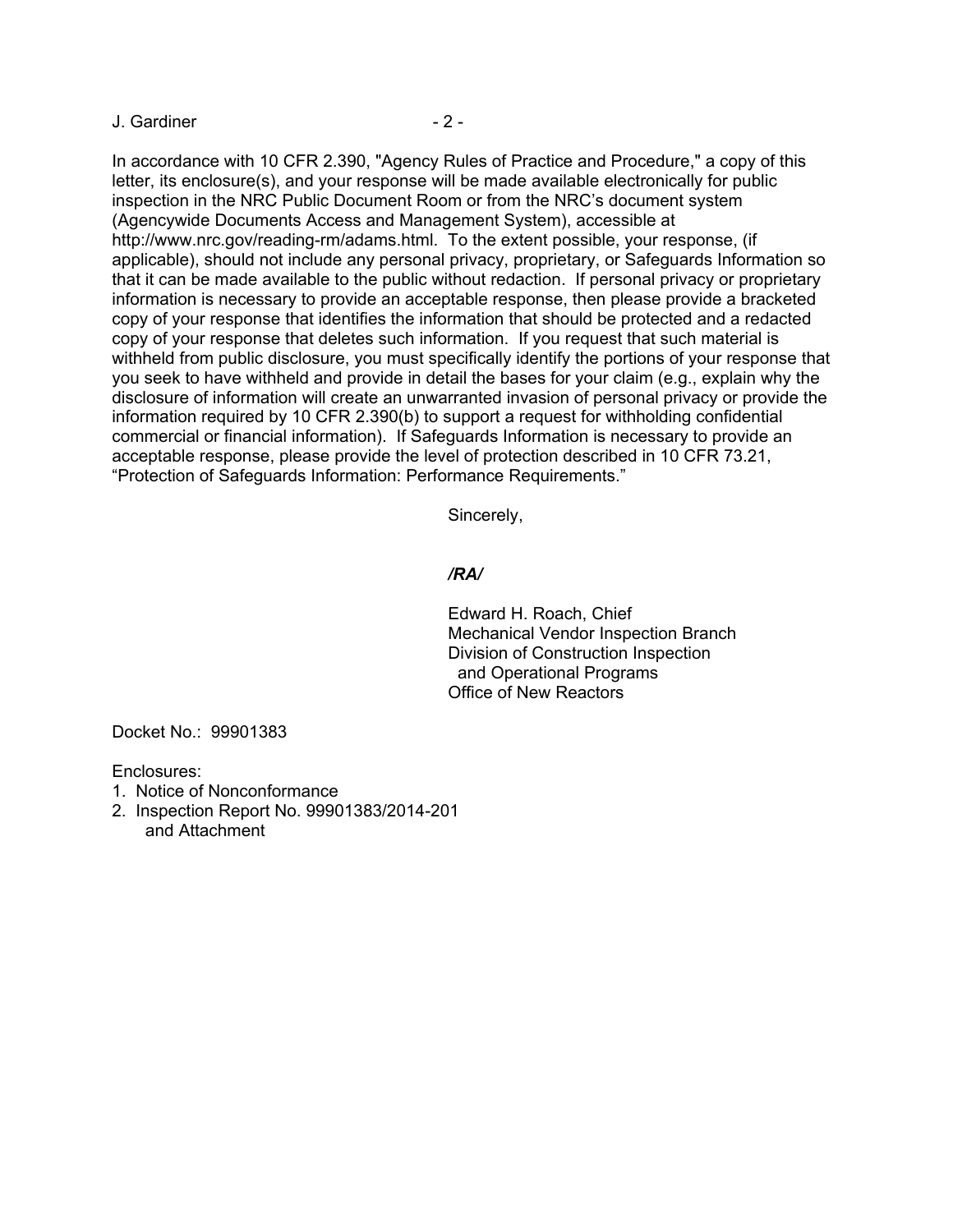In accordance with 10 CFR 2.390, "Agency Rules of Practice and Procedure," a copy of this letter, its enclosure(s), and your response will be made available electronically for public inspection in the NRC Public Document Room or from the NRC's document system (Agencywide Documents Access and Management System), accessible at http://www.nrc.gov/reading-rm/adams.html. To the extent possible, your response, (if applicable), should not include any personal privacy, proprietary, or Safeguards Information so that it can be made available to the public without redaction. If personal privacy or proprietary information is necessary to provide an acceptable response, then please provide a bracketed copy of your response that identifies the information that should be protected and a redacted copy of your response that deletes such information. If you request that such material is withheld from public disclosure, you must specifically identify the portions of your response that you seek to have withheld and provide in detail the bases for your claim (e.g., explain why the disclosure of information will create an unwarranted invasion of personal privacy or provide the information required by 10 CFR 2.390(b) to support a request for withholding confidential commercial or financial information). If Safeguards Information is necessary to provide an acceptable response, please provide the level of protection described in 10 CFR 73.21, "Protection of Safeguards Information: Performance Requirements."

Sincerely,

***/RA/***

Edward H. Roach, Chief
Mechanical Vendor Inspection Branch
Division of Construction Inspection
and Operational Programs
Office of New Reactors

Docket No.: 99901383

Enclosures:
1. Notice of Nonconformance
2. Inspection Report No. 99901383/2014-201
   and Attachment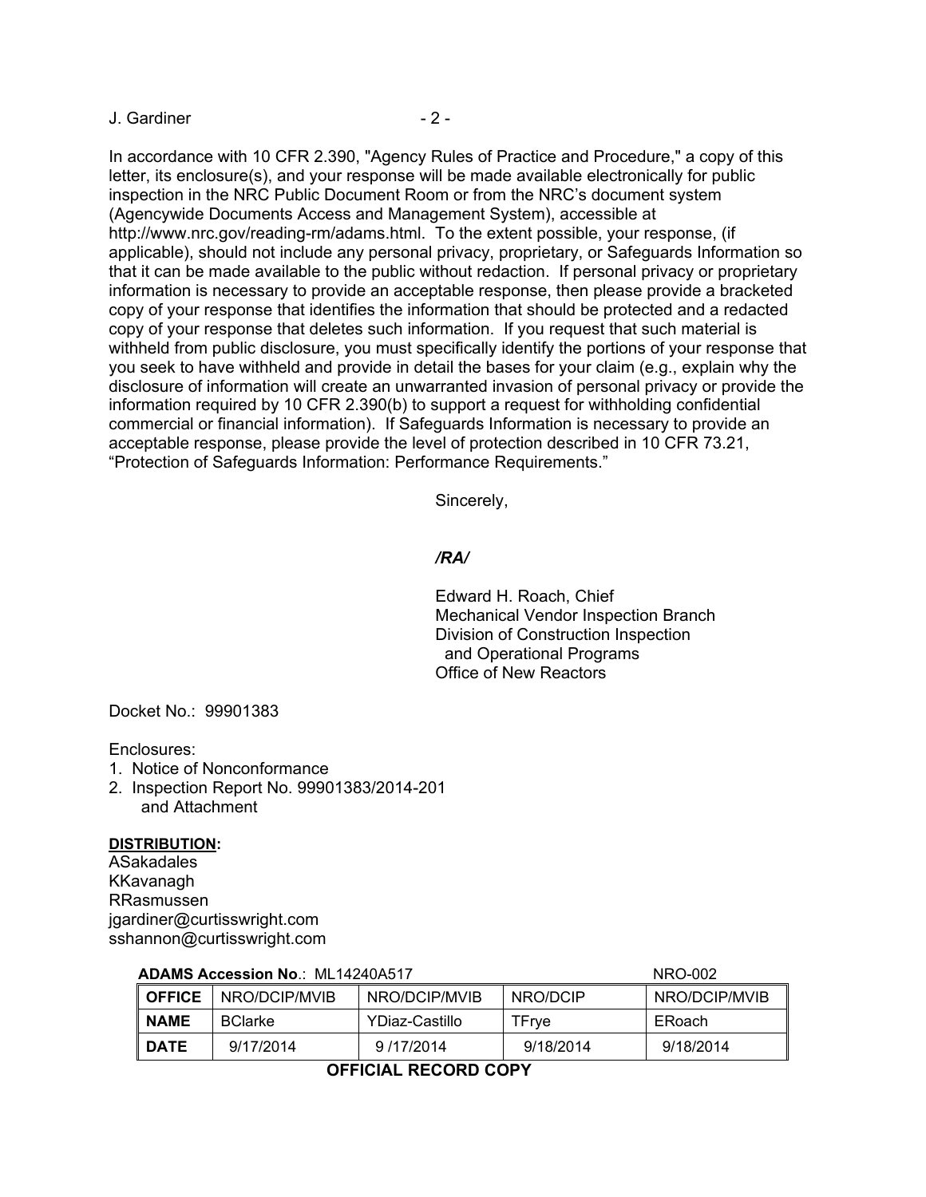In accordance with 10 CFR 2.390, "Agency Rules of Practice and Procedure," a copy of this letter, its enclosure(s), and your response will be made available electronically for public inspection in the NRC Public Document Room or from the NRC's document system (Agencywide Documents Access and Management System), accessible at http://www.nrc.gov/reading-rm/adams.html. To the extent possible, your response, (if applicable), should not include any personal privacy, proprietary, or Safeguards Information so that it can be made available to the public without redaction. If personal privacy or proprietary information is necessary to provide an acceptable response, then please provide a bracketed copy of your response that identifies the information that should be protected and a redacted copy of your response that deletes such information. If you request that such material is withheld from public disclosure, you must specifically identify the portions of your response that you seek to have withheld and provide in detail the bases for your claim (e.g., explain why the disclosure of information will create an unwarranted invasion of personal privacy or provide the information required by 10 CFR 2.390(b) to support a request for withholding confidential commercial or financial information). If Safeguards Information is necessary to provide an acceptable response, please provide the level of protection described in 10 CFR 73.21, "Protection of Safeguards Information: Performance Requirements."

Sincerely,

*/RA/*

Edward H. Roach, Chief
Mechanical Vendor Inspection Branch
Division of Construction Inspection
and Operational Programs
Office of New Reactors

Docket No.: 99901383

Enclosures:
1. Notice of Nonconformance
2. Inspection Report No. 99901383/2014-201
   and Attachment

**DISTRIBUTION:**
ASakadales
KKavanagh
RRasmussen
jgardiner@curtisswright.com
sshannon@curtisswright.com

**ADAMS Accession No.**: ML14240A517 NRO-002

| **OFFICE** | NRO/DCIP/MVIB | NRO/DCIP/MVIB | NRO/DCIP | NRO/DCIP/MVIB |
|---|---|---|---|---|
| **NAME** | BClarke | YDiaz-Castillo | TFrye | ERoach |
| **DATE** | 9/17/2014 | 9 /17/2014 | 9/18/2014 | 9/18/2014 |

**OFFICIAL RECORD COPY**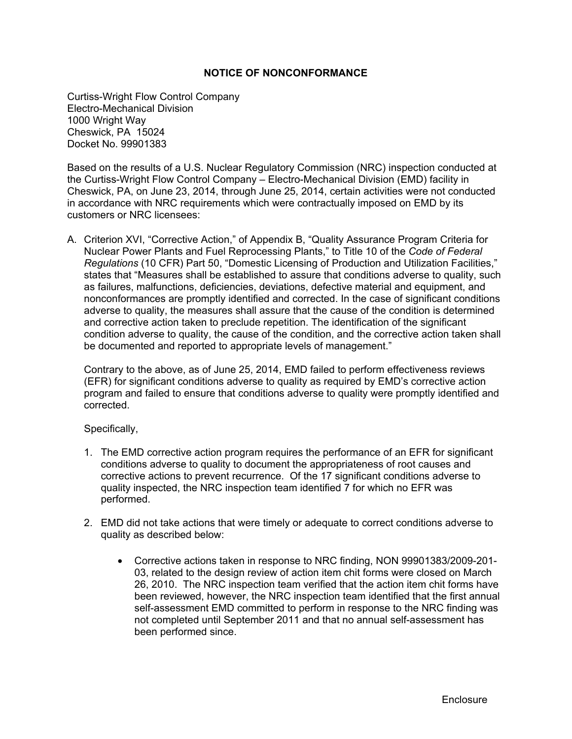## NOTICE OF NONCONFORMANCE

Curtiss-Wright Flow Control Company
Electro-Mechanical Division
1000 Wright Way
Cheswick, PA 15024
Docket No. 99901383

Based on the results of a U.S. Nuclear Regulatory Commission (NRC) inspection conducted at the Curtiss-Wright Flow Control Company – Electro-Mechanical Division (EMD) facility in Cheswick, PA, on June 23, 2014, through June 25, 2014, certain activities were not conducted in accordance with NRC requirements which were contractually imposed on EMD by its customers or NRC licensees:

A. Criterion XVI, "Corrective Action," of Appendix B, "Quality Assurance Program Criteria for Nuclear Power Plants and Fuel Reprocessing Plants," to Title 10 of the *Code of Federal Regulations* (10 CFR) Part 50, "Domestic Licensing of Production and Utilization Facilities," states that "Measures shall be established to assure that conditions adverse to quality, such as failures, malfunctions, deficiencies, deviations, defective material and equipment, and nonconformances are promptly identified and corrected. In the case of significant conditions adverse to quality, the measures shall assure that the cause of the condition is determined and corrective action taken to preclude repetition. The identification of the significant condition adverse to quality, the cause of the condition, and the corrective action taken shall be documented and reported to appropriate levels of management."

   Contrary to the above, as of June 25, 2014, EMD failed to perform effectiveness reviews (EFR) for significant conditions adverse to quality as required by EMD's corrective action program and failed to ensure that conditions adverse to quality were promptly identified and corrected.

   Specifically,

   1. The EMD corrective action program requires the performance of an EFR for significant conditions adverse to quality to document the appropriateness of root causes and corrective actions to prevent recurrence. Of the 17 significant conditions adverse to quality inspected, the NRC inspection team identified 7 for which no EFR was performed.

   2. EMD did not take actions that were timely or adequate to correct conditions adverse to quality as described below:

      - Corrective actions taken in response to NRC finding, NON 99901383/2009-201-03, related to the design review of action item chit forms were closed on March 26, 2010. The NRC inspection team verified that the action item chit forms have been reviewed, however, the NRC inspection team identified that the first annual self-assessment EMD committed to perform in response to the NRC finding was not completed until September 2011 and that no annual self-assessment has been performed since.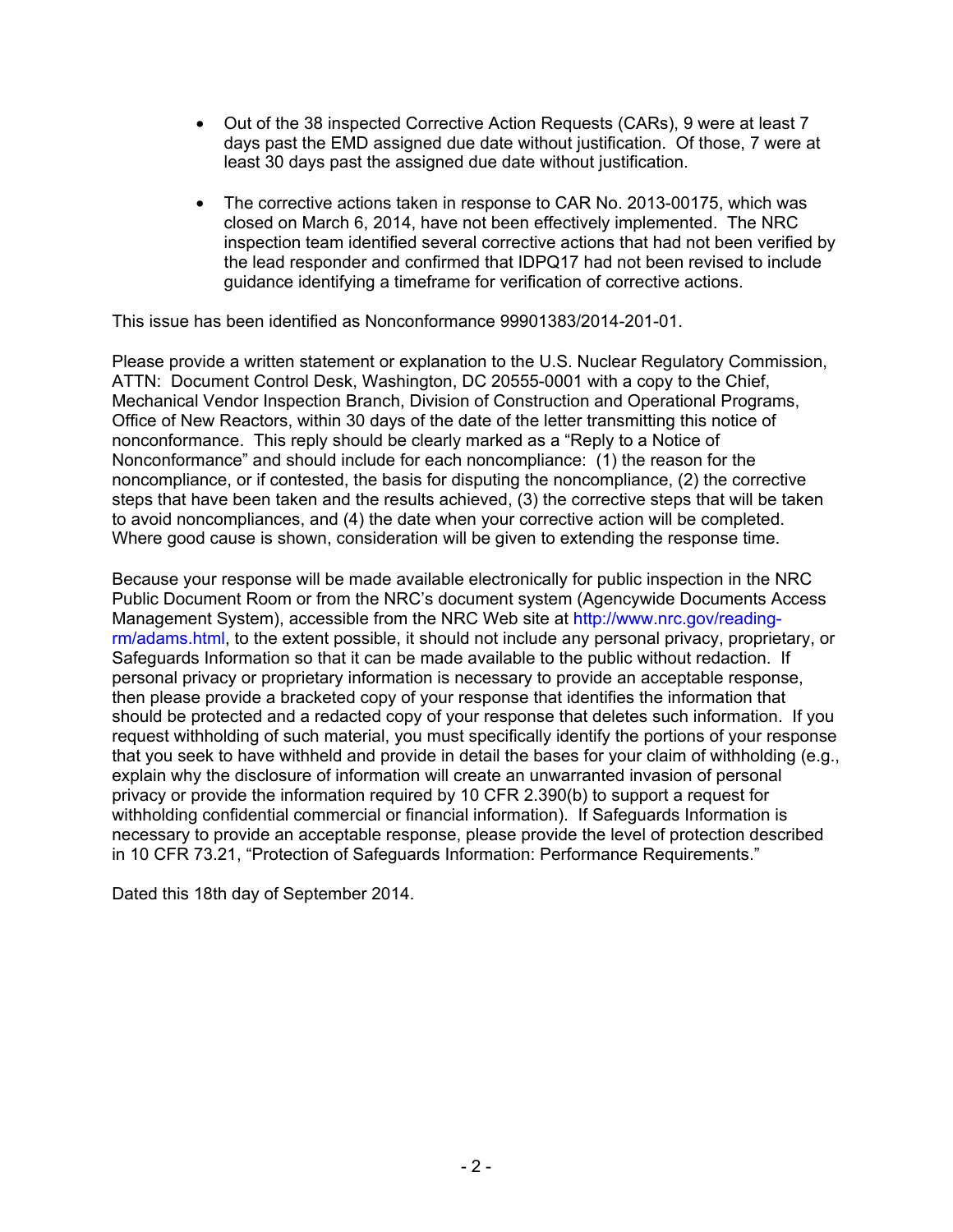- Out of the 38 inspected Corrective Action Requests (CARs), 9 were at least 7 days past the EMD assigned due date without justification. Of those, 7 were at least 30 days past the assigned due date without justification.

- The corrective actions taken in response to CAR No. 2013-00175, which was closed on March 6, 2014, have not been effectively implemented. The NRC inspection team identified several corrective actions that had not been verified by the lead responder and confirmed that IDPQ17 had not been revised to include guidance identifying a timeframe for verification of corrective actions.

This issue has been identified as Nonconformance 99901383/2014-201-01.

Please provide a written statement or explanation to the U.S. Nuclear Regulatory Commission, ATTN: Document Control Desk, Washington, DC 20555-0001 with a copy to the Chief, Mechanical Vendor Inspection Branch, Division of Construction and Operational Programs, Office of New Reactors, within 30 days of the date of the letter transmitting this notice of nonconformance. This reply should be clearly marked as a "Reply to a Notice of Nonconformance" and should include for each noncompliance: (1) the reason for the noncompliance, or if contested, the basis for disputing the noncompliance, (2) the corrective steps that have been taken and the results achieved, (3) the corrective steps that will be taken to avoid noncompliances, and (4) the date when your corrective action will be completed. Where good cause is shown, consideration will be given to extending the response time.

Because your response will be made available electronically for public inspection in the NRC Public Document Room or from the NRC's document system (Agencywide Documents Access Management System), accessible from the NRC Web site at http://www.nrc.gov/reading-rm/adams.html, to the extent possible, it should not include any personal privacy, proprietary, or Safeguards Information so that it can be made available to the public without redaction. If personal privacy or proprietary information is necessary to provide an acceptable response, then please provide a bracketed copy of your response that identifies the information that should be protected and a redacted copy of your response that deletes such information. If you request withholding of such material, you must specifically identify the portions of your response that you seek to have withheld and provide in detail the bases for your claim of withholding (e.g., explain why the disclosure of information will create an unwarranted invasion of personal privacy or provide the information required by 10 CFR 2.390(b) to support a request for withholding confidential commercial or financial information). If Safeguards Information is necessary to provide an acceptable response, please provide the level of protection described in 10 CFR 73.21, "Protection of Safeguards Information: Performance Requirements."

Dated this 18th day of September 2014.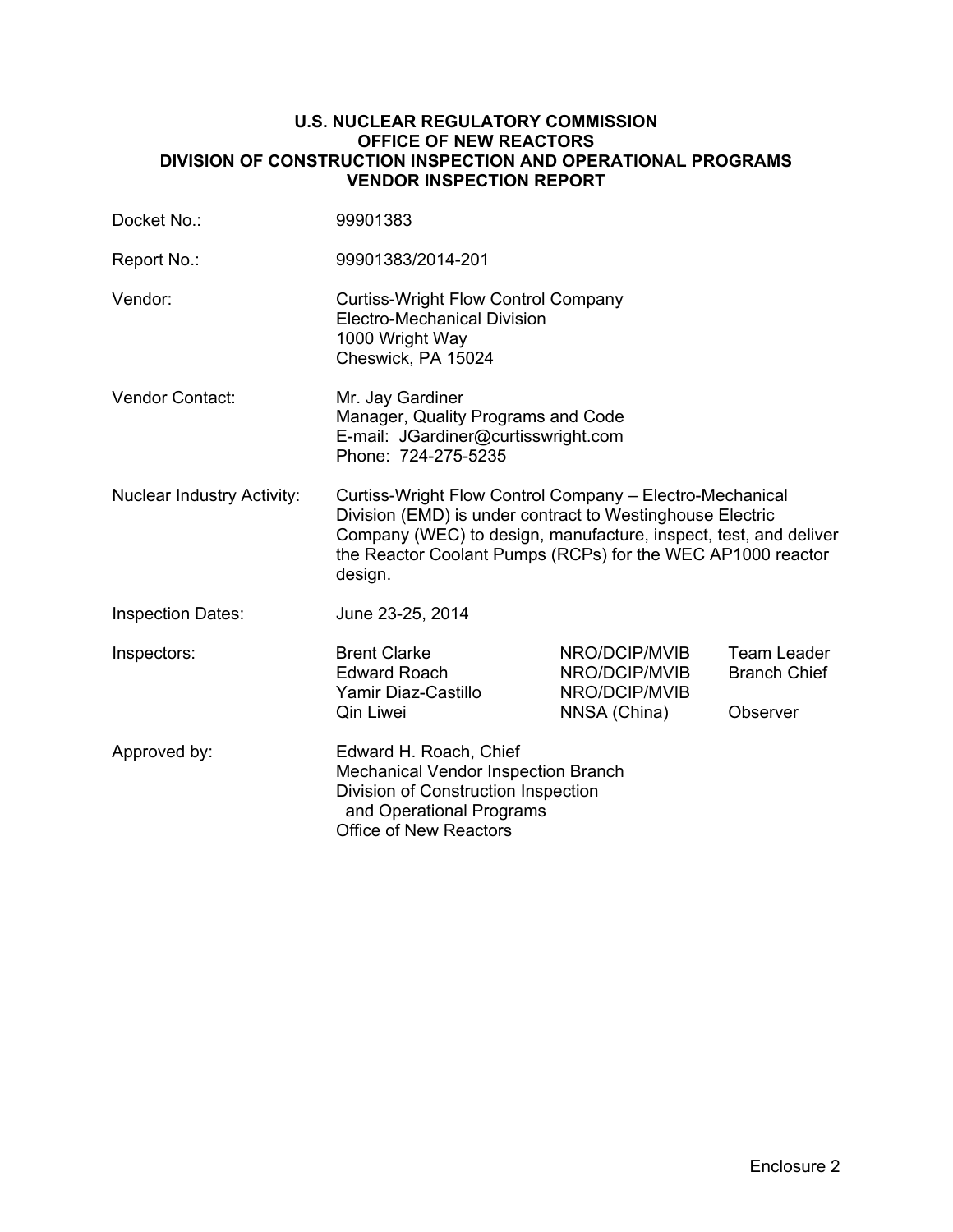**U.S. NUCLEAR REGULATORY COMMISSION**
**OFFICE OF NEW REACTORS**
**DIVISION OF CONSTRUCTION INSPECTION AND OPERATIONAL PROGRAMS**
**VENDOR INSPECTION REPORT**

| | | | |
|---|---|---|---|
| Docket No.: | 99901383 | | |
| Report No.: | 99901383/2014-201 | | |
| Vendor: | Curtiss-Wright Flow Control Company<br>Electro-Mechanical Division<br>1000 Wright Way<br>Cheswick, PA 15024 | | |
| Vendor Contact: | Mr. Jay Gardiner<br>Manager, Quality Programs and Code<br>E-mail: JGardiner@curtisswright.com<br>Phone: 724-275-5235 | | |
| Nuclear Industry Activity: | Curtiss-Wright Flow Control Company – Electro-Mechanical Division (EMD) is under contract to Westinghouse Electric Company (WEC) to design, manufacture, inspect, test, and deliver the Reactor Coolant Pumps (RCPs) for the WEC AP1000 reactor design. | | |
| Inspection Dates: | June 23-25, 2014 | | |
| Inspectors: | Brent Clarke | NRO/DCIP/MVIB | Team Leader |
| | Edward Roach | NRO/DCIP/MVIB | Branch Chief |
| | Yamir Diaz-Castillo | NRO/DCIP/MVIB | |
| | Qin Liwei | NNSA (China) | Observer |
| Approved by: | Edward H. Roach, Chief<br>Mechanical Vendor Inspection Branch<br>Division of Construction Inspection and Operational Programs<br>Office of New Reactors | | |

Enclosure 2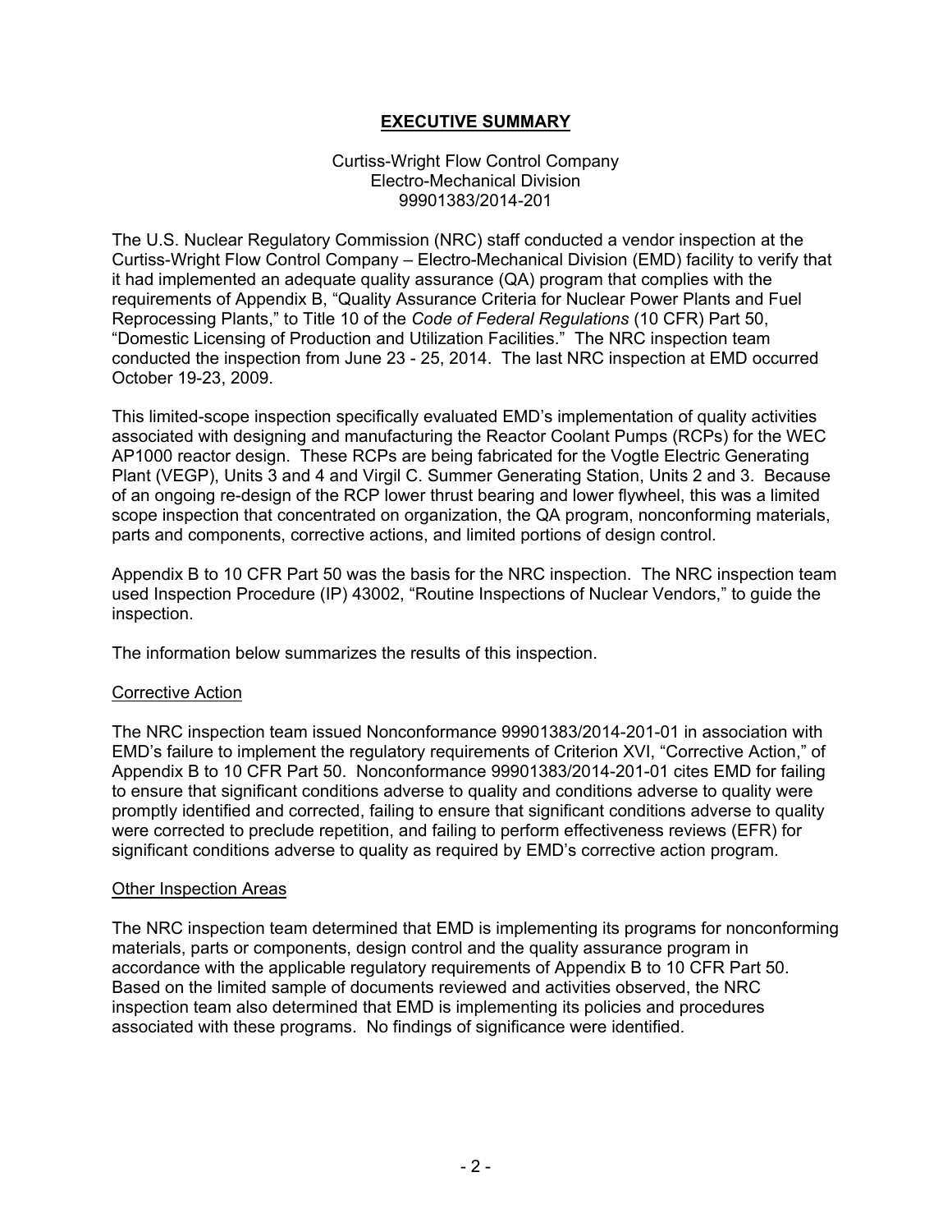# EXECUTIVE SUMMARY

Curtiss-Wright Flow Control Company
Electro-Mechanical Division
99901383/2014-201

The U.S. Nuclear Regulatory Commission (NRC) staff conducted a vendor inspection at the Curtiss-Wright Flow Control Company – Electro-Mechanical Division (EMD) facility to verify that it had implemented an adequate quality assurance (QA) program that complies with the requirements of Appendix B, "Quality Assurance Criteria for Nuclear Power Plants and Fuel Reprocessing Plants," to Title 10 of the *Code of Federal Regulations* (10 CFR) Part 50, "Domestic Licensing of Production and Utilization Facilities." The NRC inspection team conducted the inspection from June 23 - 25, 2014. The last NRC inspection at EMD occurred October 19-23, 2009.

This limited-scope inspection specifically evaluated EMD's implementation of quality activities associated with designing and manufacturing the Reactor Coolant Pumps (RCPs) for the WEC AP1000 reactor design. These RCPs are being fabricated for the Vogtle Electric Generating Plant (VEGP), Units 3 and 4 and Virgil C. Summer Generating Station, Units 2 and 3. Because of an ongoing re-design of the RCP lower thrust bearing and lower flywheel, this was a limited scope inspection that concentrated on organization, the QA program, nonconforming materials, parts and components, corrective actions, and limited portions of design control.

Appendix B to 10 CFR Part 50 was the basis for the NRC inspection. The NRC inspection team used Inspection Procedure (IP) 43002, "Routine Inspections of Nuclear Vendors," to guide the inspection.

The information below summarizes the results of this inspection.

## Corrective Action

The NRC inspection team issued Nonconformance 99901383/2014-201-01 in association with EMD's failure to implement the regulatory requirements of Criterion XVI, "Corrective Action," of Appendix B to 10 CFR Part 50. Nonconformance 99901383/2014-201-01 cites EMD for failing to ensure that significant conditions adverse to quality and conditions adverse to quality were promptly identified and corrected, failing to ensure that significant conditions adverse to quality were corrected to preclude repetition, and failing to perform effectiveness reviews (EFR) for significant conditions adverse to quality as required by EMD's corrective action program.

## Other Inspection Areas

The NRC inspection team determined that EMD is implementing its programs for nonconforming materials, parts or components, design control and the quality assurance program in accordance with the applicable regulatory requirements of Appendix B to 10 CFR Part 50. Based on the limited sample of documents reviewed and activities observed, the NRC inspection team also determined that EMD is implementing its policies and procedures associated with these programs. No findings of significance were identified.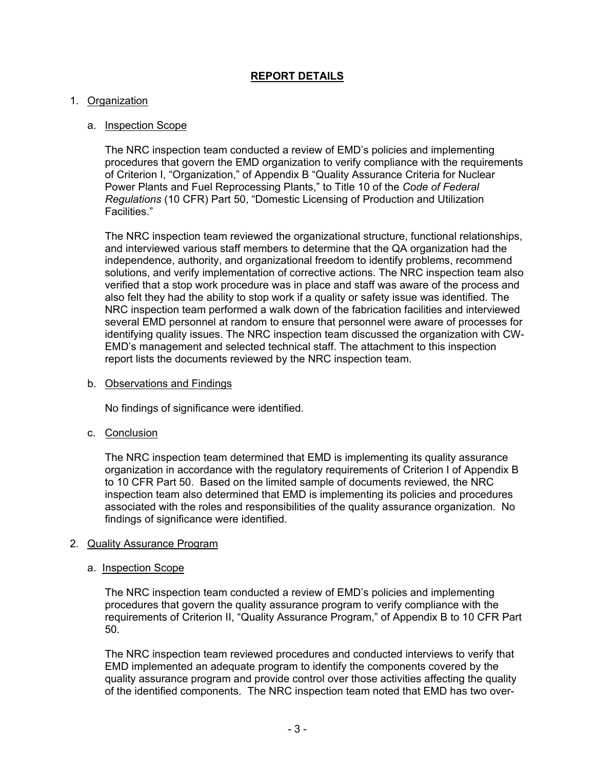## REPORT DETAILS

1. Organization

   a. Inspection Scope

   The NRC inspection team conducted a review of EMD's policies and implementing procedures that govern the EMD organization to verify compliance with the requirements of Criterion I, "Organization," of Appendix B "Quality Assurance Criteria for Nuclear Power Plants and Fuel Reprocessing Plants," to Title 10 of the *Code of Federal Regulations* (10 CFR) Part 50, "Domestic Licensing of Production and Utilization Facilities."

   The NRC inspection team reviewed the organizational structure, functional relationships, and interviewed various staff members to determine that the QA organization had the independence, authority, and organizational freedom to identify problems, recommend solutions, and verify implementation of corrective actions. The NRC inspection team also verified that a stop work procedure was in place and staff was aware of the process and also felt they had the ability to stop work if a quality or safety issue was identified. The NRC inspection team performed a walk down of the fabrication facilities and interviewed several EMD personnel at random to ensure that personnel were aware of processes for identifying quality issues. The NRC inspection team discussed the organization with CW-EMD's management and selected technical staff. The attachment to this inspection report lists the documents reviewed by the NRC inspection team.

   b. Observations and Findings

   No findings of significance were identified.

   c. Conclusion

   The NRC inspection team determined that EMD is implementing its quality assurance organization in accordance with the regulatory requirements of Criterion I of Appendix B to 10 CFR Part 50. Based on the limited sample of documents reviewed, the NRC inspection team also determined that EMD is implementing its policies and procedures associated with the roles and responsibilities of the quality assurance organization. No findings of significance were identified.

2. Quality Assurance Program

   a. Inspection Scope

   The NRC inspection team conducted a review of EMD's policies and implementing procedures that govern the quality assurance program to verify compliance with the requirements of Criterion II, "Quality Assurance Program," of Appendix B to 10 CFR Part 50.

   The NRC inspection team reviewed procedures and conducted interviews to verify that EMD implemented an adequate program to identify the components covered by the quality assurance program and provide control over those activities affecting the quality of the identified components. The NRC inspection team noted that EMD has two over-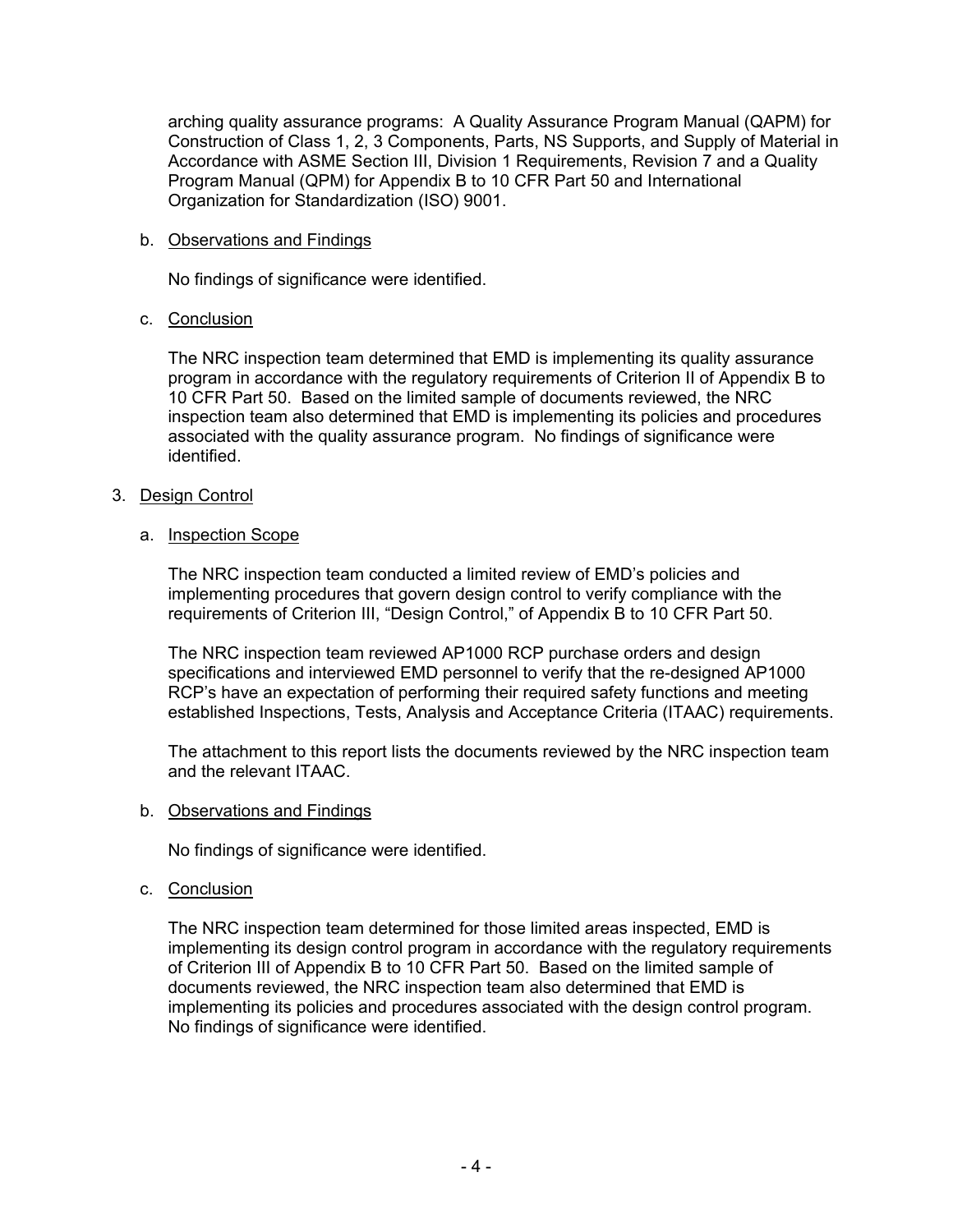arching quality assurance programs: A Quality Assurance Program Manual (QAPM) for Construction of Class 1, 2, 3 Components, Parts, NS Supports, and Supply of Material in Accordance with ASME Section III, Division 1 Requirements, Revision 7 and a Quality Program Manual (QPM) for Appendix B to 10 CFR Part 50 and International Organization for Standardization (ISO) 9001.

b. Observations and Findings

No findings of significance were identified.

c. Conclusion

The NRC inspection team determined that EMD is implementing its quality assurance program in accordance with the regulatory requirements of Criterion II of Appendix B to 10 CFR Part 50. Based on the limited sample of documents reviewed, the NRC inspection team also determined that EMD is implementing its policies and procedures associated with the quality assurance program. No findings of significance were identified.

3. Design Control

a. Inspection Scope

The NRC inspection team conducted a limited review of EMD's policies and implementing procedures that govern design control to verify compliance with the requirements of Criterion III, "Design Control," of Appendix B to 10 CFR Part 50.

The NRC inspection team reviewed AP1000 RCP purchase orders and design specifications and interviewed EMD personnel to verify that the re-designed AP1000 RCP's have an expectation of performing their required safety functions and meeting established Inspections, Tests, Analysis and Acceptance Criteria (ITAAC) requirements.

The attachment to this report lists the documents reviewed by the NRC inspection team and the relevant ITAAC.

b. Observations and Findings

No findings of significance were identified.

c. Conclusion

The NRC inspection team determined for those limited areas inspected, EMD is implementing its design control program in accordance with the regulatory requirements of Criterion III of Appendix B to 10 CFR Part 50. Based on the limited sample of documents reviewed, the NRC inspection team also determined that EMD is implementing its policies and procedures associated with the design control program. No findings of significance were identified.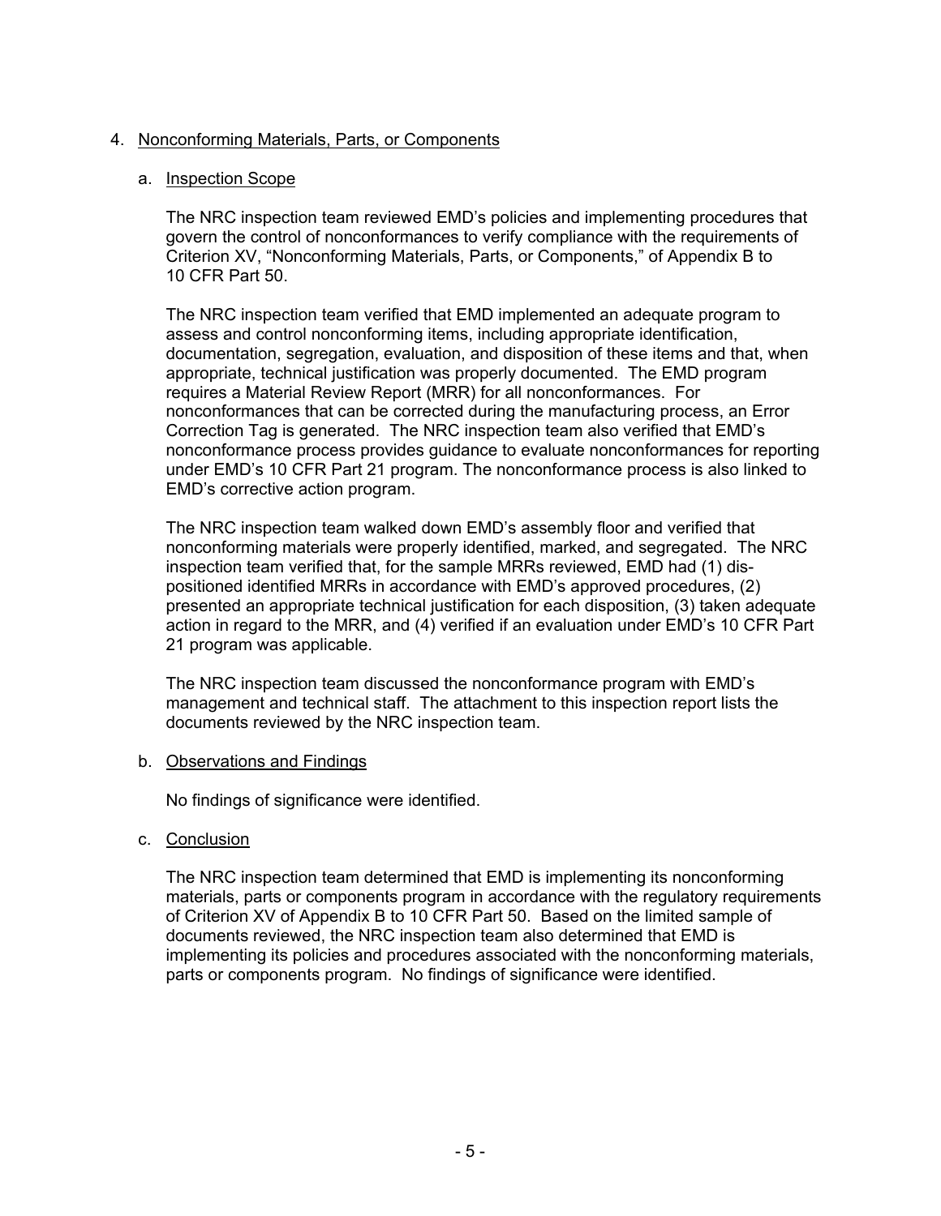4. Nonconforming Materials, Parts, or Components

   a. Inspection Scope

      The NRC inspection team reviewed EMD's policies and implementing procedures that govern the control of nonconformances to verify compliance with the requirements of Criterion XV, "Nonconforming Materials, Parts, or Components," of Appendix B to 10 CFR Part 50.

      The NRC inspection team verified that EMD implemented an adequate program to assess and control nonconforming items, including appropriate identification, documentation, segregation, evaluation, and disposition of these items and that, when appropriate, technical justification was properly documented. The EMD program requires a Material Review Report (MRR) for all nonconformances. For nonconformances that can be corrected during the manufacturing process, an Error Correction Tag is generated. The NRC inspection team also verified that EMD's nonconformance process provides guidance to evaluate nonconformances for reporting under EMD's 10 CFR Part 21 program. The nonconformance process is also linked to EMD's corrective action program.

      The NRC inspection team walked down EMD's assembly floor and verified that nonconforming materials were properly identified, marked, and segregated. The NRC inspection team verified that, for the sample MRRs reviewed, EMD had (1) dispositioned identified MRRs in accordance with EMD's approved procedures, (2) presented an appropriate technical justification for each disposition, (3) taken adequate action in regard to the MRR, and (4) verified if an evaluation under EMD's 10 CFR Part 21 program was applicable.

      The NRC inspection team discussed the nonconformance program with EMD's management and technical staff. The attachment to this inspection report lists the documents reviewed by the NRC inspection team.

   b. Observations and Findings

      No findings of significance were identified.

   c. Conclusion

      The NRC inspection team determined that EMD is implementing its nonconforming materials, parts or components program in accordance with the regulatory requirements of Criterion XV of Appendix B to 10 CFR Part 50. Based on the limited sample of documents reviewed, the NRC inspection team also determined that EMD is implementing its policies and procedures associated with the nonconforming materials, parts or components program. No findings of significance were identified.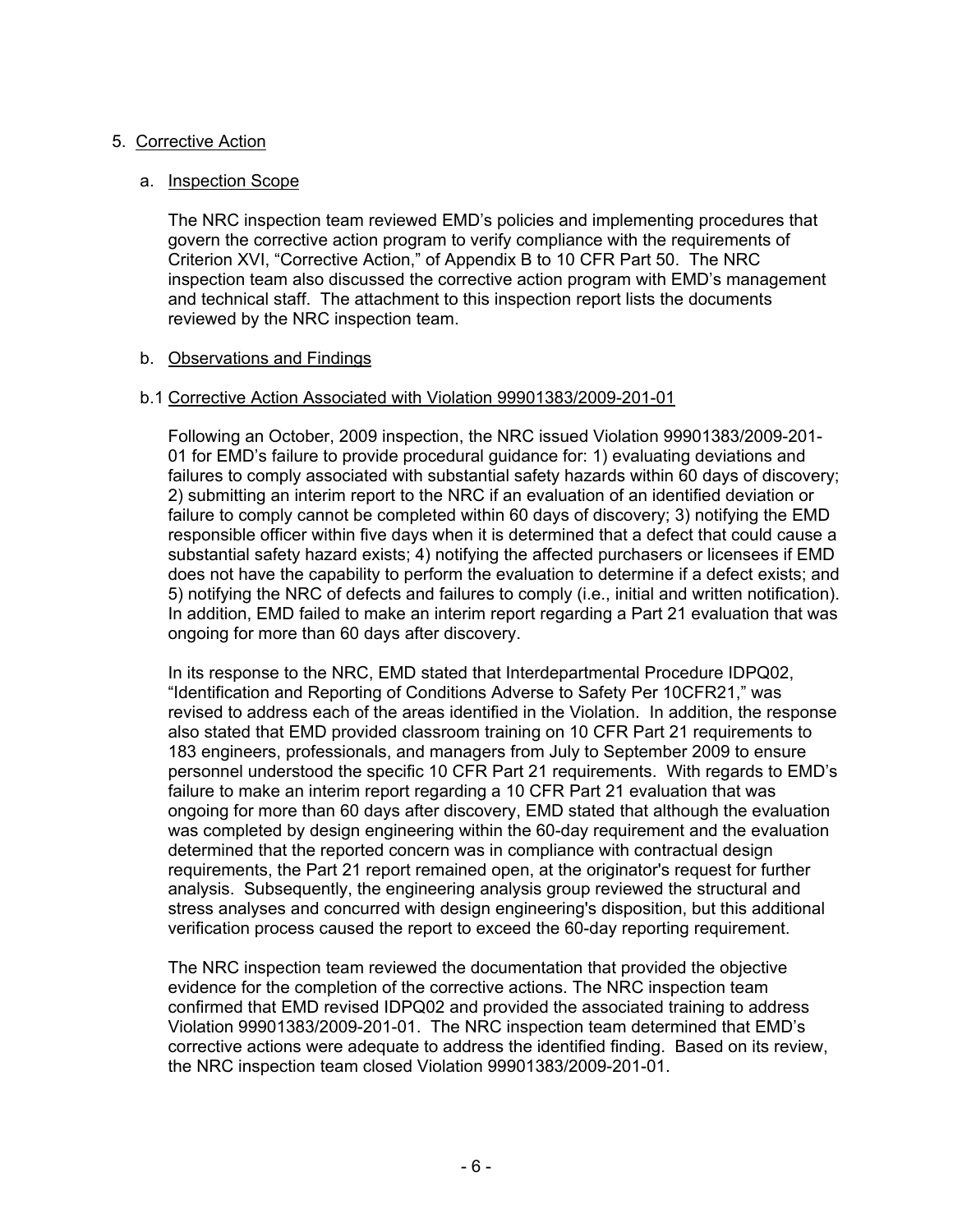## 5. Corrective Action

### a. Inspection Scope

The NRC inspection team reviewed EMD's policies and implementing procedures that govern the corrective action program to verify compliance with the requirements of Criterion XVI, "Corrective Action," of Appendix B to 10 CFR Part 50. The NRC inspection team also discussed the corrective action program with EMD's management and technical staff. The attachment to this inspection report lists the documents reviewed by the NRC inspection team.

### b. Observations and Findings

#### b.1 Corrective Action Associated with Violation 99901383/2009-201-01

Following an October, 2009 inspection, the NRC issued Violation 99901383/2009-201-01 for EMD's failure to provide procedural guidance for: 1) evaluating deviations and failures to comply associated with substantial safety hazards within 60 days of discovery; 2) submitting an interim report to the NRC if an evaluation of an identified deviation or failure to comply cannot be completed within 60 days of discovery; 3) notifying the EMD responsible officer within five days when it is determined that a defect that could cause a substantial safety hazard exists; 4) notifying the affected purchasers or licensees if EMD does not have the capability to perform the evaluation to determine if a defect exists; and 5) notifying the NRC of defects and failures to comply (i.e., initial and written notification). In addition, EMD failed to make an interim report regarding a Part 21 evaluation that was ongoing for more than 60 days after discovery.

In its response to the NRC, EMD stated that Interdepartmental Procedure IDPQ02, "Identification and Reporting of Conditions Adverse to Safety Per 10CFR21," was revised to address each of the areas identified in the Violation. In addition, the response also stated that EMD provided classroom training on 10 CFR Part 21 requirements to 183 engineers, professionals, and managers from July to September 2009 to ensure personnel understood the specific 10 CFR Part 21 requirements. With regards to EMD's failure to make an interim report regarding a 10 CFR Part 21 evaluation that was ongoing for more than 60 days after discovery, EMD stated that although the evaluation was completed by design engineering within the 60-day requirement and the evaluation determined that the reported concern was in compliance with contractual design requirements, the Part 21 report remained open, at the originator's request for further analysis. Subsequently, the engineering analysis group reviewed the structural and stress analyses and concurred with design engineering's disposition, but this additional verification process caused the report to exceed the 60-day reporting requirement.

The NRC inspection team reviewed the documentation that provided the objective evidence for the completion of the corrective actions. The NRC inspection team confirmed that EMD revised IDPQ02 and provided the associated training to address Violation 99901383/2009-201-01. The NRC inspection team determined that EMD's corrective actions were adequate to address the identified finding. Based on its review, the NRC inspection team closed Violation 99901383/2009-201-01.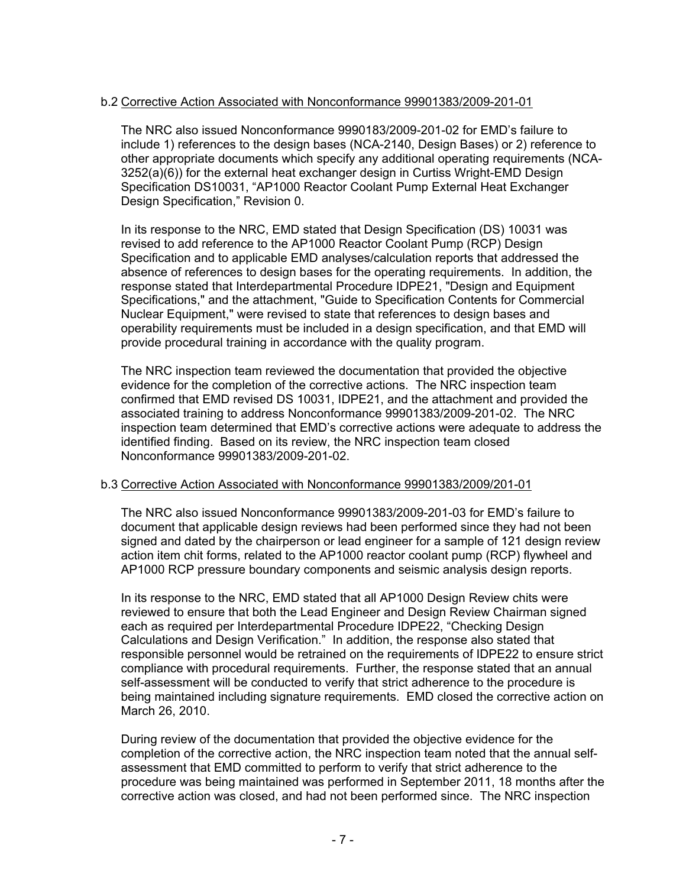b.2 Corrective Action Associated with Nonconformance 99901383/2009-201-01

The NRC also issued Nonconformance 9990183/2009-201-02 for EMD's failure to include 1) references to the design bases (NCA-2140, Design Bases) or 2) reference to other appropriate documents which specify any additional operating requirements (NCA-3252(a)(6)) for the external heat exchanger design in Curtiss Wright-EMD Design Specification DS10031, "AP1000 Reactor Coolant Pump External Heat Exchanger Design Specification," Revision 0.

In its response to the NRC, EMD stated that Design Specification (DS) 10031 was revised to add reference to the AP1000 Reactor Coolant Pump (RCP) Design Specification and to applicable EMD analyses/calculation reports that addressed the absence of references to design bases for the operating requirements. In addition, the response stated that Interdepartmental Procedure IDPE21, "Design and Equipment Specifications," and the attachment, "Guide to Specification Contents for Commercial Nuclear Equipment," were revised to state that references to design bases and operability requirements must be included in a design specification, and that EMD will provide procedural training in accordance with the quality program.

The NRC inspection team reviewed the documentation that provided the objective evidence for the completion of the corrective actions. The NRC inspection team confirmed that EMD revised DS 10031, IDPE21, and the attachment and provided the associated training to address Nonconformance 99901383/2009-201-02. The NRC inspection team determined that EMD's corrective actions were adequate to address the identified finding. Based on its review, the NRC inspection team closed Nonconformance 99901383/2009-201-02.

b.3 Corrective Action Associated with Nonconformance 99901383/2009/201-01

The NRC also issued Nonconformance 99901383/2009-201-03 for EMD's failure to document that applicable design reviews had been performed since they had not been signed and dated by the chairperson or lead engineer for a sample of 121 design review action item chit forms, related to the AP1000 reactor coolant pump (RCP) flywheel and AP1000 RCP pressure boundary components and seismic analysis design reports.

In its response to the NRC, EMD stated that all AP1000 Design Review chits were reviewed to ensure that both the Lead Engineer and Design Review Chairman signed each as required per Interdepartmental Procedure IDPE22, "Checking Design Calculations and Design Verification." In addition, the response also stated that responsible personnel would be retrained on the requirements of IDPE22 to ensure strict compliance with procedural requirements. Further, the response stated that an annual self-assessment will be conducted to verify that strict adherence to the procedure is being maintained including signature requirements. EMD closed the corrective action on March 26, 2010.

During review of the documentation that provided the objective evidence for the completion of the corrective action, the NRC inspection team noted that the annual self-assessment that EMD committed to perform to verify that strict adherence to the procedure was being maintained was performed in September 2011, 18 months after the corrective action was closed, and had not been performed since. The NRC inspection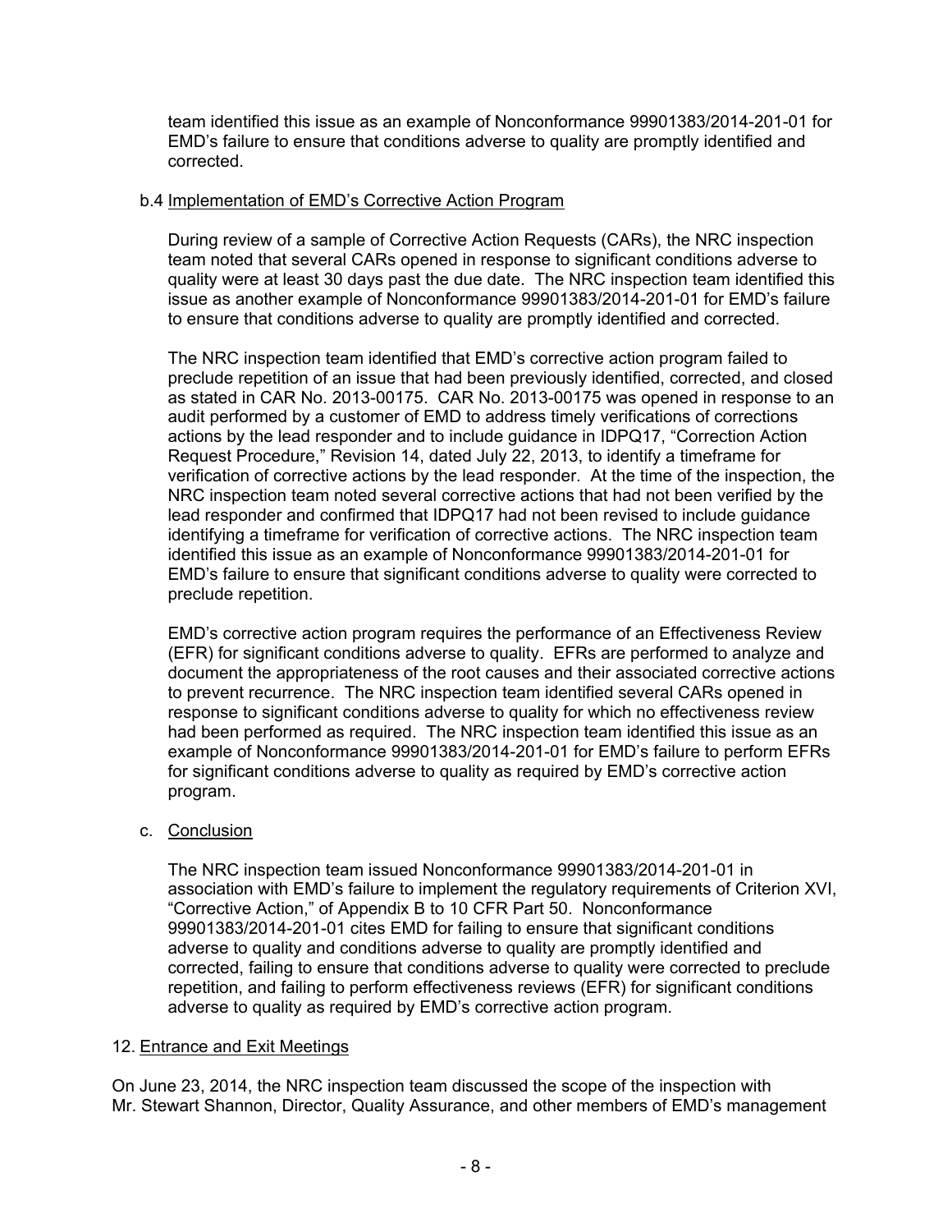team identified this issue as an example of Nonconformance 99901383/2014-201-01 for EMD's failure to ensure that conditions adverse to quality are promptly identified and corrected.

b.4 <u>Implementation of EMD's Corrective Action Program</u>

During review of a sample of Corrective Action Requests (CARs), the NRC inspection team noted that several CARs opened in response to significant conditions adverse to quality were at least 30 days past the due date. The NRC inspection team identified this issue as another example of Nonconformance 99901383/2014-201-01 for EMD's failure to ensure that conditions adverse to quality are promptly identified and corrected.

The NRC inspection team identified that EMD's corrective action program failed to preclude repetition of an issue that had been previously identified, corrected, and closed as stated in CAR No. 2013-00175. CAR No. 2013-00175 was opened in response to an audit performed by a customer of EMD to address timely verifications of corrections actions by the lead responder and to include guidance in IDPQ17, "Correction Action Request Procedure," Revision 14, dated July 22, 2013, to identify a timeframe for verification of corrective actions by the lead responder. At the time of the inspection, the NRC inspection team noted several corrective actions that had not been verified by the lead responder and confirmed that IDPQ17 had not been revised to include guidance identifying a timeframe for verification of corrective actions. The NRC inspection team identified this issue as an example of Nonconformance 99901383/2014-201-01 for EMD's failure to ensure that significant conditions adverse to quality were corrected to preclude repetition.

EMD's corrective action program requires the performance of an Effectiveness Review (EFR) for significant conditions adverse to quality. EFRs are performed to analyze and document the appropriateness of the root causes and their associated corrective actions to prevent recurrence. The NRC inspection team identified several CARs opened in response to significant conditions adverse to quality for which no effectiveness review had been performed as required. The NRC inspection team identified this issue as an example of Nonconformance 99901383/2014-201-01 for EMD's failure to perform EFRs for significant conditions adverse to quality as required by EMD's corrective action program.

c. <u>Conclusion</u>

The NRC inspection team issued Nonconformance 99901383/2014-201-01 in association with EMD's failure to implement the regulatory requirements of Criterion XVI, "Corrective Action," of Appendix B to 10 CFR Part 50. Nonconformance 99901383/2014-201-01 cites EMD for failing to ensure that significant conditions adverse to quality and conditions adverse to quality are promptly identified and corrected, failing to ensure that conditions adverse to quality were corrected to preclude repetition, and failing to perform effectiveness reviews (EFR) for significant conditions adverse to quality as required by EMD's corrective action program.

## 12. <u>Entrance and Exit Meetings</u>

On June 23, 2014, the NRC inspection team discussed the scope of the inspection with Mr. Stewart Shannon, Director, Quality Assurance, and other members of EMD's management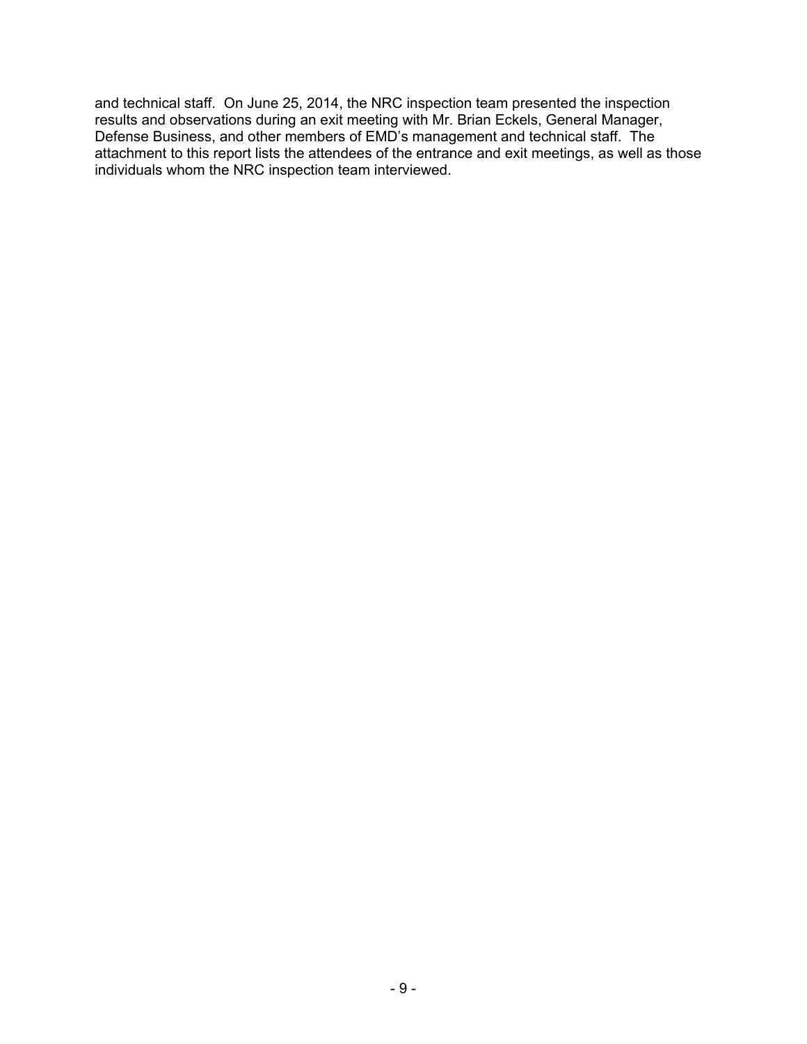and technical staff. On June 25, 2014, the NRC inspection team presented the inspection results and observations during an exit meeting with Mr. Brian Eckels, General Manager, Defense Business, and other members of EMD's management and technical staff. The attachment to this report lists the attendees of the entrance and exit meetings, as well as those individuals whom the NRC inspection team interviewed.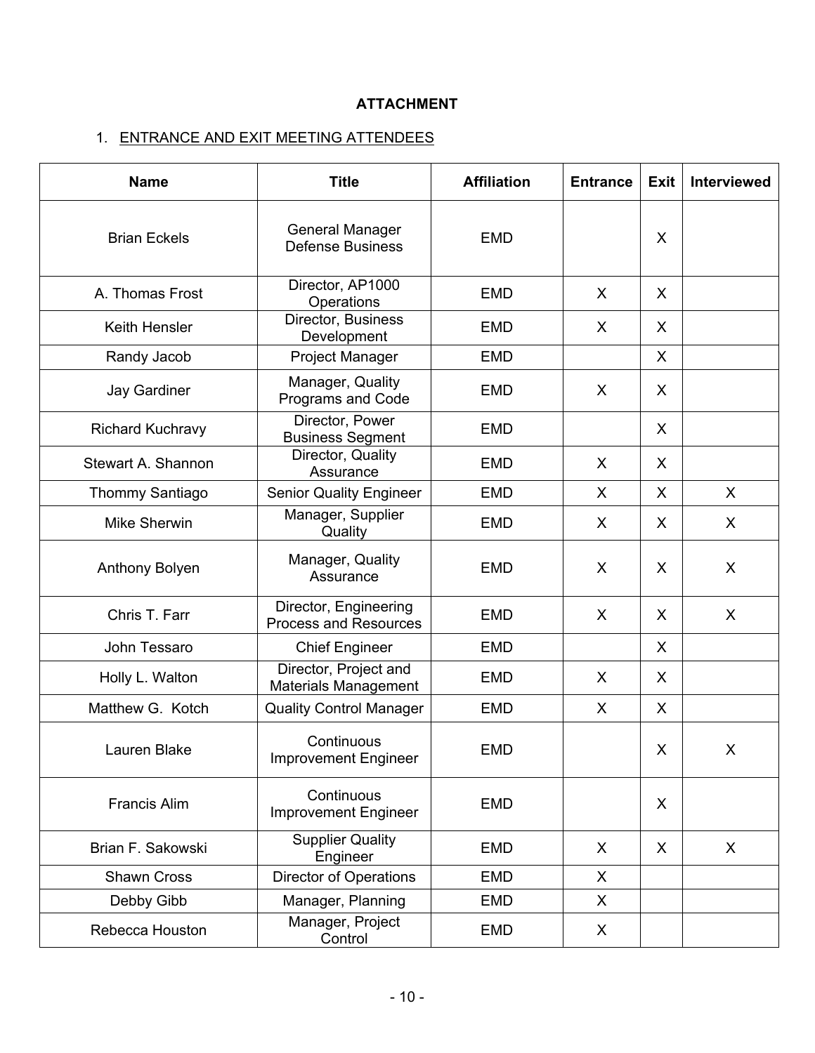**ATTACHMENT**

1. ENTRANCE AND EXIT MEETING ATTENDEES

| Name | Title | Affiliation | Entrance | Exit | Interviewed |
|---|---|---|---|---|---|
| Brian Eckels | General Manager Defense Business | EMD | | X | |
| A. Thomas Frost | Director, AP1000 Operations | EMD | X | X | |
| Keith Hensler | Director, Business Development | EMD | X | X | |
| Randy Jacob | Project Manager | EMD | | X | |
| Jay Gardiner | Manager, Quality Programs and Code | EMD | X | X | |
| Richard Kuchravy | Director, Power Business Segment | EMD | | X | |
| Stewart A. Shannon | Director, Quality Assurance | EMD | X | X | |
| Thommy Santiago | Senior Quality Engineer | EMD | X | X | X |
| Mike Sherwin | Manager, Supplier Quality | EMD | X | X | X |
| Anthony Bolyen | Manager, Quality Assurance | EMD | X | X | X |
| Chris T. Farr | Director, Engineering Process and Resources | EMD | X | X | X |
| John Tessaro | Chief Engineer | EMD | | X | |
| Holly L. Walton | Director, Project and Materials Management | EMD | X | X | |
| Matthew G. Kotch | Quality Control Manager | EMD | X | X | |
| Lauren Blake | Continuous Improvement Engineer | EMD | | X | X |
| Francis Alim | Continuous Improvement Engineer | EMD | | X | |
| Brian F. Sakowski | Supplier Quality Engineer | EMD | X | X | X |
| Shawn Cross | Director of Operations | EMD | X | | |
| Debby Gibb | Manager, Planning | EMD | X | | |
| Rebecca Houston | Manager, Project Control | EMD | X | | |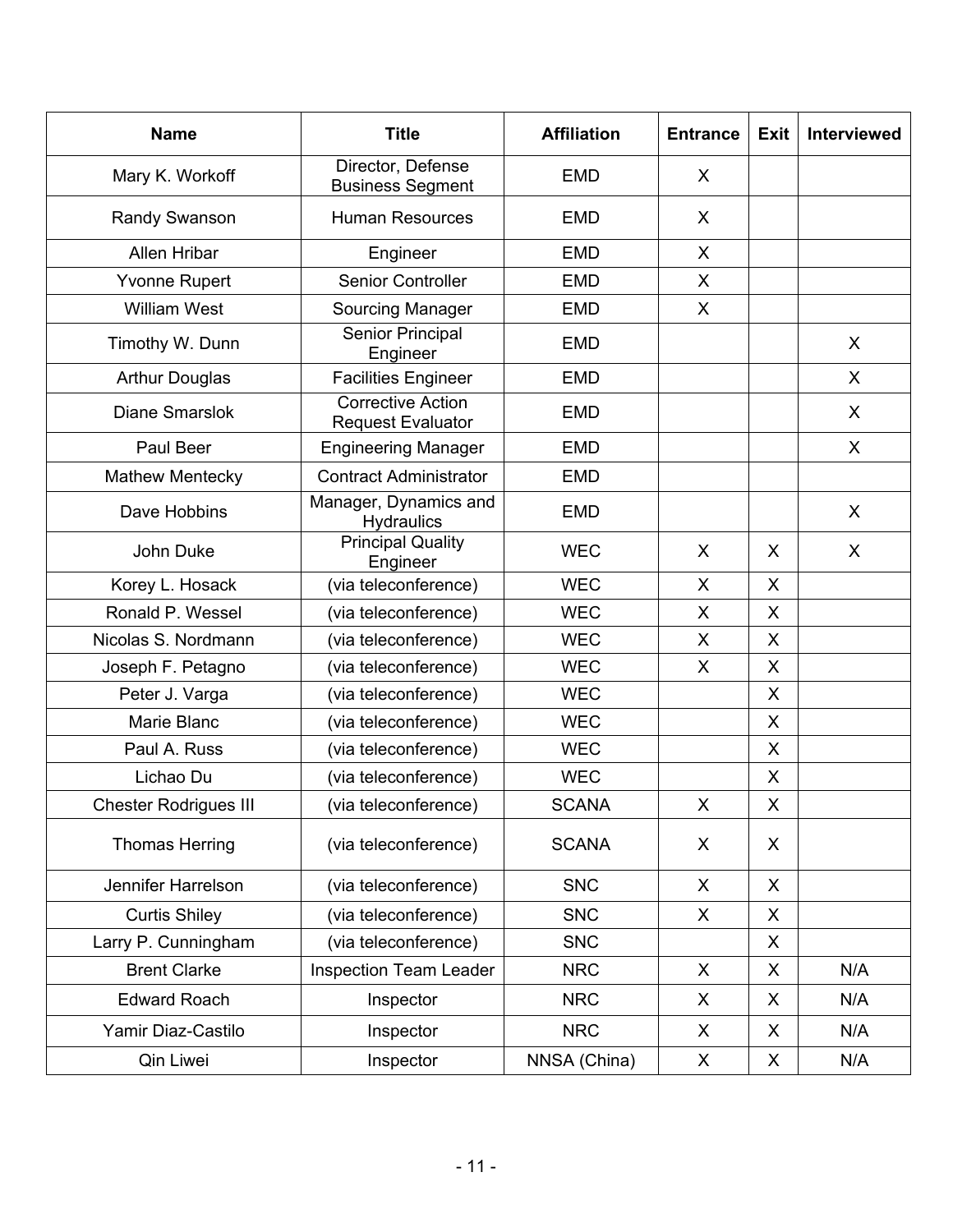| Name | Title | Affiliation | Entrance | Exit | Interviewed |
|---|---|---|---|---|---|
| Mary K. Workoff | Director, Defense Business Segment | EMD | X | | |
| Randy Swanson | Human Resources | EMD | X | | |
| Allen Hribar | Engineer | EMD | X | | |
| Yvonne Rupert | Senior Controller | EMD | X | | |
| William West | Sourcing Manager | EMD | X | | |
| Timothy W. Dunn | Senior Principal Engineer | EMD | | | X |
| Arthur Douglas | Facilities Engineer | EMD | | | X |
| Diane Smarslok | Corrective Action Request Evaluator | EMD | | | X |
| Paul Beer | Engineering Manager | EMD | | | X |
| Mathew Mentecky | Contract Administrator | EMD | | | |
| Dave Hobbins | Manager, Dynamics and Hydraulics | EMD | | | X |
| John Duke | Principal Quality Engineer | WEC | X | X | X |
| Korey L. Hosack | (via teleconference) | WEC | X | X | |
| Ronald P. Wessel | (via teleconference) | WEC | X | X | |
| Nicolas S. Nordmann | (via teleconference) | WEC | X | X | |
| Joseph F. Petagno | (via teleconference) | WEC | X | X | |
| Peter J. Varga | (via teleconference) | WEC | | X | |
| Marie Blanc | (via teleconference) | WEC | | X | |
| Paul A. Russ | (via teleconference) | WEC | | X | |
| Lichao Du | (via teleconference) | WEC | | X | |
| Chester Rodrigues III | (via teleconference) | SCANA | X | X | |
| Thomas Herring | (via teleconference) | SCANA | X | X | |
| Jennifer Harrelson | (via teleconference) | SNC | X | X | |
| Curtis Shiley | (via teleconference) | SNC | X | X | |
| Larry P. Cunningham | (via teleconference) | SNC | | X | |
| Brent Clarke | Inspection Team Leader | NRC | X | X | N/A |
| Edward Roach | Inspector | NRC | X | X | N/A |
| Yamir Diaz-Castilo | Inspector | NRC | X | X | N/A |
| Qin Liwei | Inspector | NNSA (China) | X | X | N/A |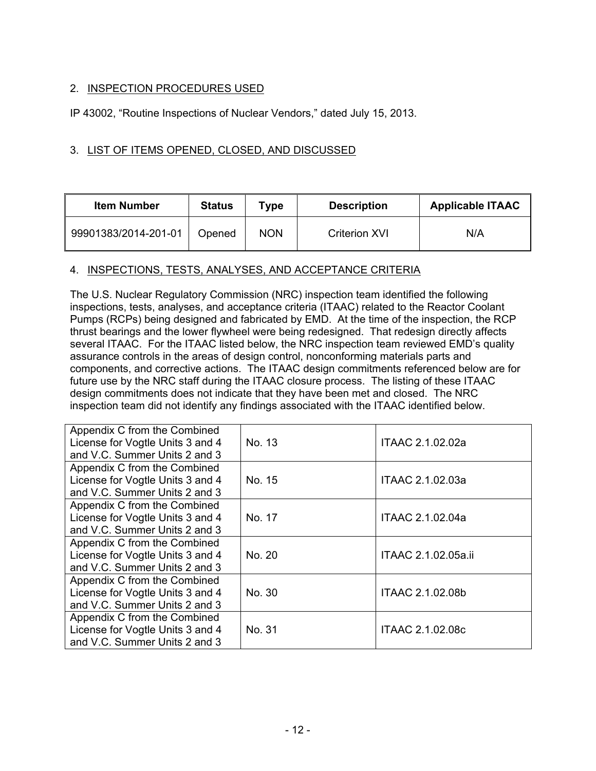## 2. INSPECTION PROCEDURES USED

IP 43002, "Routine Inspections of Nuclear Vendors," dated July 15, 2013.

## 3. LIST OF ITEMS OPENED, CLOSED, AND DISCUSSED

| Item Number | Status | Type | Description | Applicable ITAAC |
|---|---|---|---|---|
| 99901383/2014-201-01 | Opened | NON | Criterion XVI | N/A |

## 4. INSPECTIONS, TESTS, ANALYSES, AND ACCEPTANCE CRITERIA

The U.S. Nuclear Regulatory Commission (NRC) inspection team identified the following inspections, tests, analyses, and acceptance criteria (ITAAC) related to the Reactor Coolant Pumps (RCPs) being designed and fabricated by EMD. At the time of the inspection, the RCP thrust bearings and the lower flywheel were being redesigned. That redesign directly affects several ITAAC. For the ITAAC listed below, the NRC inspection team reviewed EMD's quality assurance controls in the areas of design control, nonconforming materials parts and components, and corrective actions. The ITAAC design commitments referenced below are for future use by the NRC staff during the ITAAC closure process. The listing of these ITAAC design commitments does not indicate that they have been met and closed. The NRC inspection team did not identify any findings associated with the ITAAC identified below.

| | | |
|---|---|---|
| Appendix C from the Combined License for Vogtle Units 3 and 4 and V.C. Summer Units 2 and 3 | No. 13 | ITAAC 2.1.02.02a |
| Appendix C from the Combined License for Vogtle Units 3 and 4 and V.C. Summer Units 2 and 3 | No. 15 | ITAAC 2.1.02.03a |
| Appendix C from the Combined License for Vogtle Units 3 and 4 and V.C. Summer Units 2 and 3 | No. 17 | ITAAC 2.1.02.04a |
| Appendix C from the Combined License for Vogtle Units 3 and 4 and V.C. Summer Units 2 and 3 | No. 20 | ITAAC 2.1.02.05a.ii |
| Appendix C from the Combined License for Vogtle Units 3 and 4 and V.C. Summer Units 2 and 3 | No. 30 | ITAAC 2.1.02.08b |
| Appendix C from the Combined License for Vogtle Units 3 and 4 and V.C. Summer Units 2 and 3 | No. 31 | ITAAC 2.1.02.08c |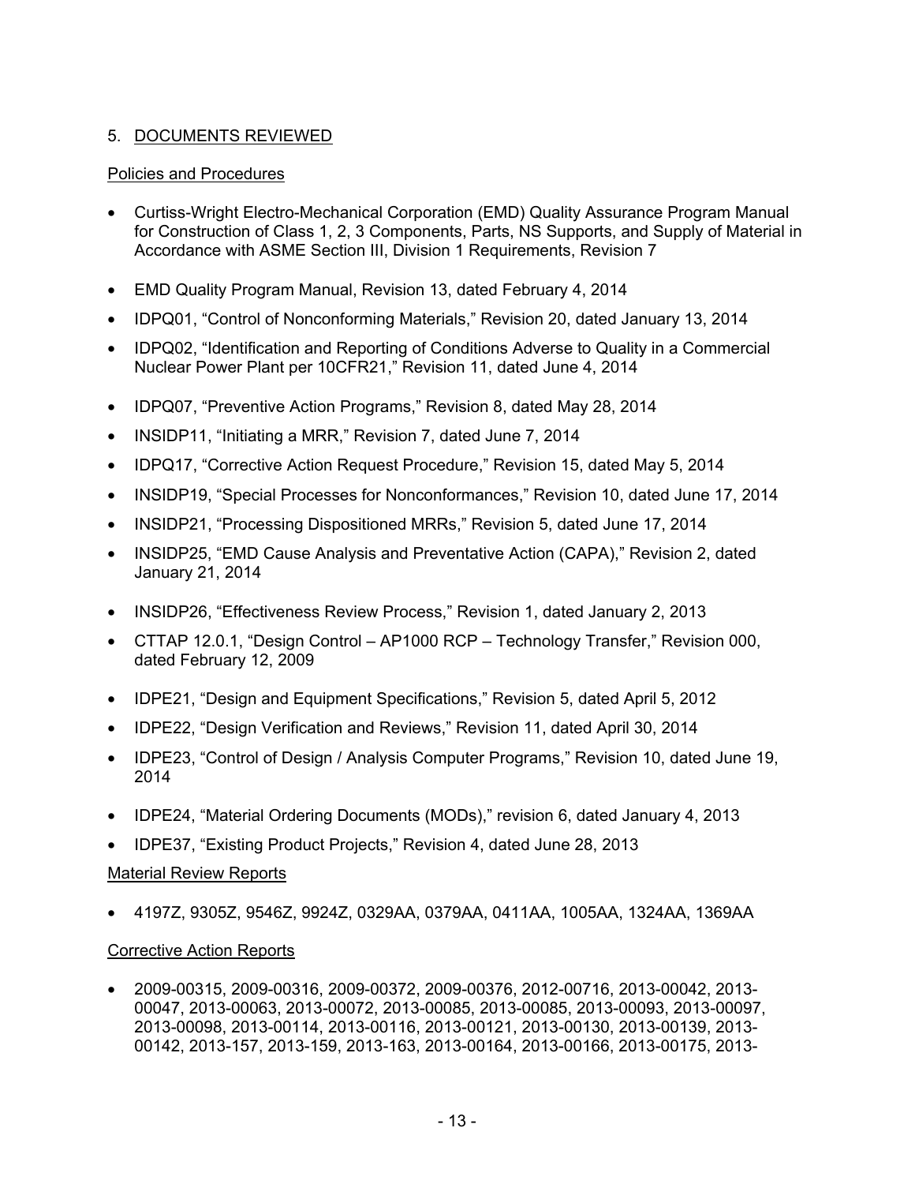## 5. DOCUMENTS REVIEWED

### Policies and Procedures

- Curtiss-Wright Electro-Mechanical Corporation (EMD) Quality Assurance Program Manual for Construction of Class 1, 2, 3 Components, Parts, NS Supports, and Supply of Material in Accordance with ASME Section III, Division 1 Requirements, Revision 7
- EMD Quality Program Manual, Revision 13, dated February 4, 2014
- IDPQ01, "Control of Nonconforming Materials," Revision 20, dated January 13, 2014
- IDPQ02, "Identification and Reporting of Conditions Adverse to Quality in a Commercial Nuclear Power Plant per 10CFR21," Revision 11, dated June 4, 2014
- IDPQ07, "Preventive Action Programs," Revision 8, dated May 28, 2014
- INSIDP11, "Initiating a MRR," Revision 7, dated June 7, 2014
- IDPQ17, "Corrective Action Request Procedure," Revision 15, dated May 5, 2014
- INSIDP19, "Special Processes for Nonconformances," Revision 10, dated June 17, 2014
- INSIDP21, "Processing Dispositioned MRRs," Revision 5, dated June 17, 2014
- INSIDP25, "EMD Cause Analysis and Preventative Action (CAPA)," Revision 2, dated January 21, 2014
- INSIDP26, "Effectiveness Review Process," Revision 1, dated January 2, 2013
- CTTAP 12.0.1, "Design Control – AP1000 RCP – Technology Transfer," Revision 000, dated February 12, 2009
- IDPE21, "Design and Equipment Specifications," Revision 5, dated April 5, 2012
- IDPE22, "Design Verification and Reviews," Revision 11, dated April 30, 2014
- IDPE23, "Control of Design / Analysis Computer Programs," Revision 10, dated June 19, 2014
- IDPE24, "Material Ordering Documents (MODs)," revision 6, dated January 4, 2013
- IDPE37, "Existing Product Projects," Revision 4, dated June 28, 2013

### Material Review Reports

- 4197Z, 9305Z, 9546Z, 9924Z, 0329AA, 0379AA, 0411AA, 1005AA, 1324AA, 1369AA

### Corrective Action Reports

- 2009-00315, 2009-00316, 2009-00372, 2009-00376, 2012-00716, 2013-00042, 2013-00047, 2013-00063, 2013-00072, 2013-00085, 2013-00085, 2013-00093, 2013-00097, 2013-00098, 2013-00114, 2013-00116, 2013-00121, 2013-00130, 2013-00139, 2013-00142, 2013-157, 2013-159, 2013-163, 2013-00164, 2013-00166, 2013-00175, 2013-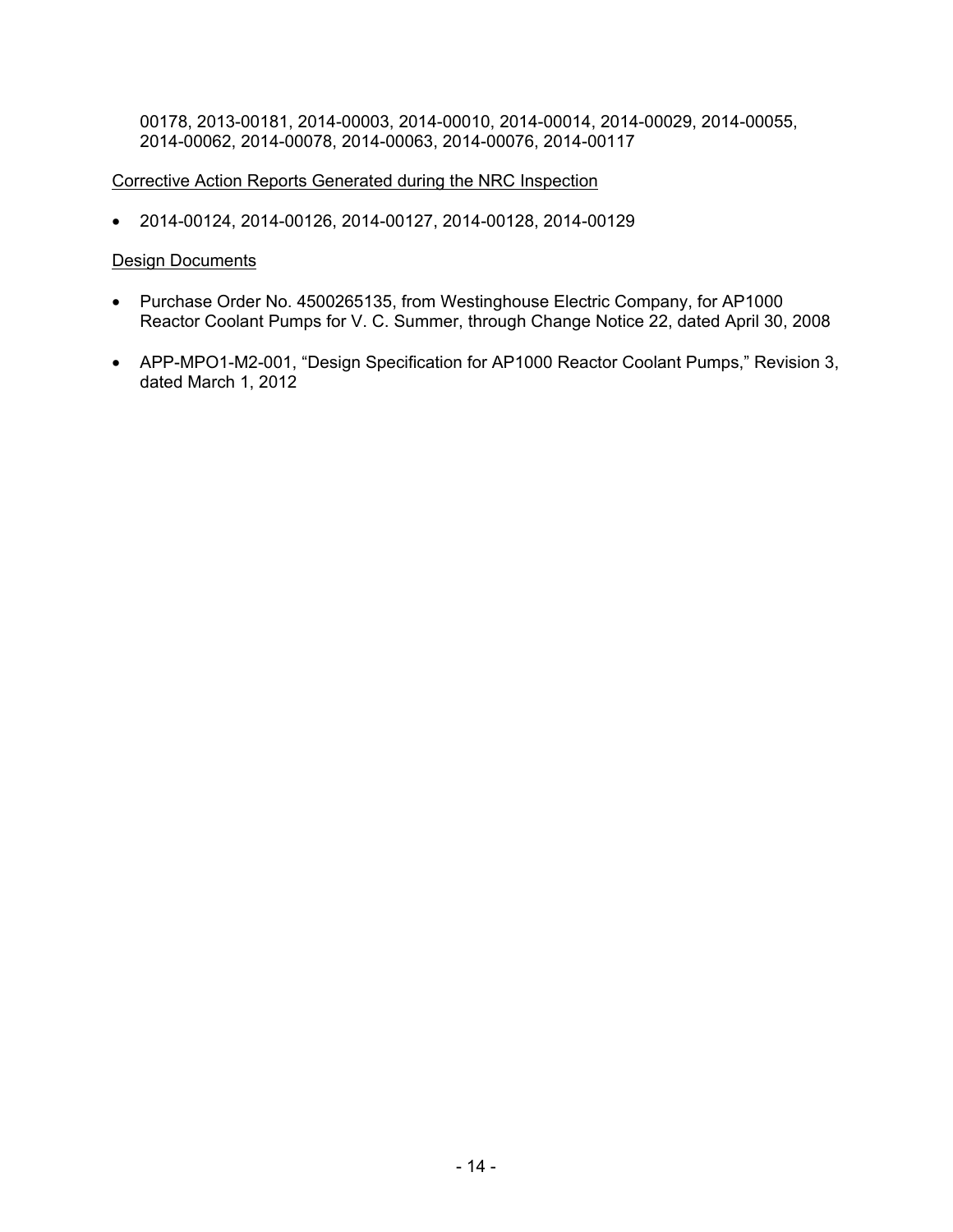00178, 2013-00181, 2014-00003, 2014-00010, 2014-00014, 2014-00029, 2014-00055, 2014-00062, 2014-00078, 2014-00063, 2014-00076, 2014-00117

Corrective Action Reports Generated during the NRC Inspection

- 2014-00124, 2014-00126, 2014-00127, 2014-00128, 2014-00129

Design Documents

- Purchase Order No. 4500265135, from Westinghouse Electric Company, for AP1000 Reactor Coolant Pumps for V. C. Summer, through Change Notice 22, dated April 30, 2008
- APP-MPO1-M2-001, "Design Specification for AP1000 Reactor Coolant Pumps," Revision 3, dated March 1, 2012